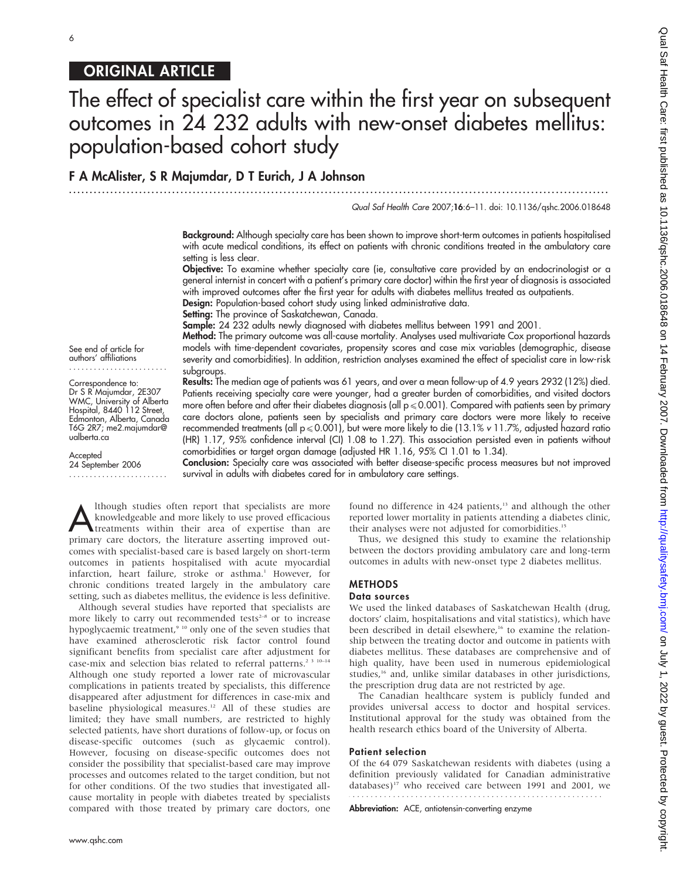## ORIGINAL ARTICLE

# The effect of specialist care within the first year on subsequent outcomes in 24 232 adults with new-onset diabetes mellitus: population-based cohort study

**F A McAlister, S R Majumdar, D T Eurich, J A Johnson**

*Qual Saf Health Care* 2007;**16**:6–11. doi: 10.1136/qshc.2006.018648

**Background:** Although specialty care has been shown to improve short-term outcomes in patients hospitalised with acute medical conditions, its effect on patients with chronic conditions treated in the ambulatory care setting is less clear.

**Objective:** To examine whether specialty care (ie, consultative care provided by an endocrinologist or a general internist in concert with a patient's primary care doctor) within the first year of diagnosis is associated with improved outcomes after the first year for adults with diabetes mellitus treated as outpatients.

**Design:** Population-based cohort study using linked administrative data.

**Setting:** The province of Saskatchewan, Canada.

**Sample:** 24 232 adults newly diagnosed with diabetes mellitus between 1991 and 2001.

**Method:** The primary outcome was all-cause mortality. Analyses used multivariate Cox proportional hazards models with time-dependent covariates, propensity scores and case mix variables (demographic, disease severity and comorbidities). In addition, restriction analyses examined the effect of specialist care in low-risk subgroups.

**Results:** The median age of patients was 61 years, and over a mean follow-up of 4.9 years 2932 (12%) died. Patients receiving specialty care were younger, had a greater burden of comorbidities, and visited doctors more often before and after their diabetes diagnosis (all $p \leqslant 0.001$). Compared with patients seen by primary care doctors alone, patients seen by specialists and primary care doctors were more likely to receive recommended treatments (all $p \leqslant 0.001$), but were more likely to die (13.1% *v* 11.7%, adjusted hazard ratio (HR) 1.17, 95% confidence interval (CI) 1.08 to 1.27). This association persisted even in patients without comorbidities or target organ damage (adjusted HR 1.16, 95% CI 1.01 to 1.34).

**Conclusion:** Specialty care was associated with better disease-specific process measures but not improved survival in adults with diabetes cared for in ambulatory care settings.

See end of article for authors' affiliations

Correspondence to: Dr S R Majumdar, 2E307 WMC, University of Alberta Hospital, 8440 112 Street, Edmonton, Alberta, Canada T6G 2R7; me2.majumdar@ualberta.ca

Accepted 24 September 2006

Although studies often report that specialists are more knowledgeable and more likely to use proved efficacious treatments within their area of expertise than are primary care doctors, the literature asserting improved outcomes with specialist-based care is based largely on short-term outcomes in patients hospitalised with acute myocardial infarction, heart failure, stroke or asthma.[1] However, for chronic conditions treated largely in the ambulatory care setting, such as diabetes mellitus, the evidence is less definitive.

Although several studies have reported that specialists are more likely to carry out recommended tests[2–8] or to increase hypoglycaemic treatment,[9 10] only one of the seven studies that have examined atherosclerotic risk factor control found significant benefits from specialist care after adjustment for case-mix and selection bias related to referral patterns.[2 3 10–14] Although one study reported a lower rate of microvascular complications in patients treated by specialists, this difference disappeared after adjustment for differences in case-mix and baseline physiological measures.[12] All of these studies are limited; they have small numbers, are restricted to highly selected patients, have short durations of follow-up, or focus on disease-specific outcomes (such as glycaemic control). However, focusing on disease-specific outcomes does not consider the possibility that specialist-based care may improve processes and outcomes related to the target condition, but not for other conditions. Of the two studies that investigated all-cause mortality in people with diabetes treated by specialists compared with those treated by primary care doctors, one found no difference in 424 patients,[13] and although the other reported lower mortality in patients attending a diabetes clinic, their analyses were not adjusted for comorbidities.[15]

Thus, we designed this study to examine the relationship between the doctors providing ambulatory care and long-term outcomes in adults with new-onset type 2 diabetes mellitus.

## METHODS

### Data sources

We used the linked databases of Saskatchewan Health (drug, doctors' claim, hospitalisations and vital statistics), which have been described in detail elsewhere,[16] to examine the relationship between the treating doctor and outcome in patients with diabetes mellitus. These databases are comprehensive and of high quality, have been used in numerous epidemiological studies,[16] and, unlike similar databases in other jurisdictions, the prescription drug data are not restricted by age.

The Canadian healthcare system is publicly funded and provides universal access to doctor and hospital services. Institutional approval for the study was obtained from the health research ethics board of the University of Alberta.

### Patient selection

Of the 64 079 Saskatchewan residents with diabetes (using a definition previously validated for Canadian administrative databases)[17] who received care between 1991 and 2001, we

**Abbreviation:** ACE, antiotensin-converting enzyme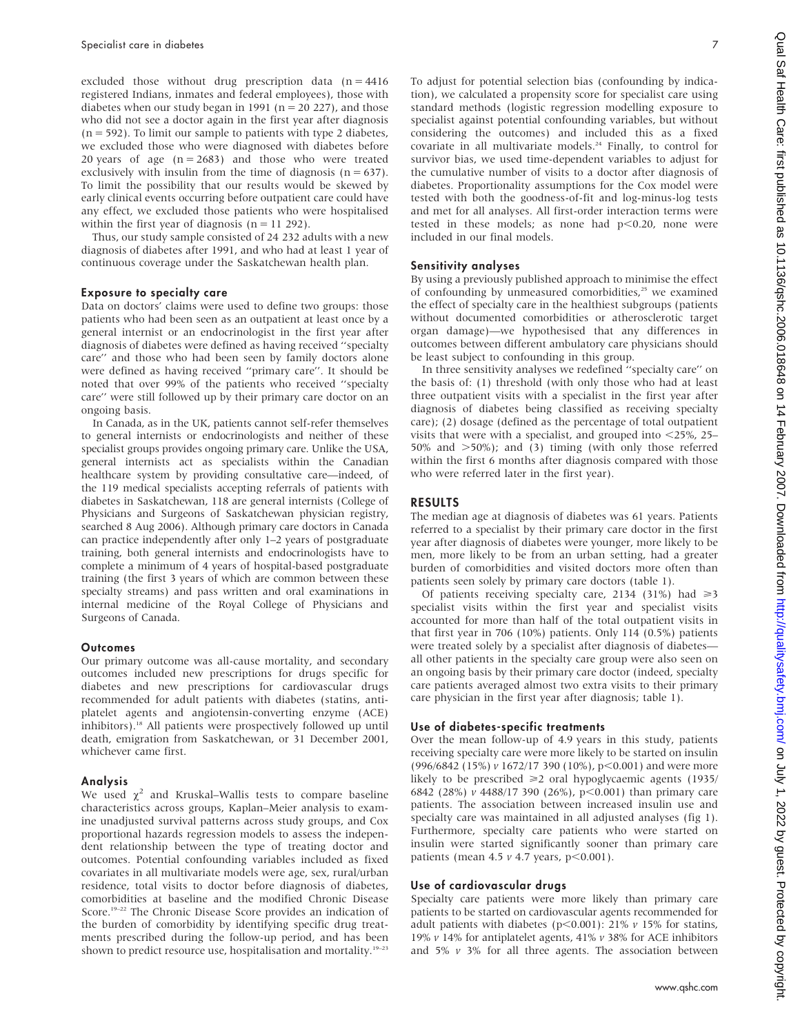excluded those without drug prescription data (n = 4416 registered Indians, inmates and federal employees), those with diabetes when our study began in 1991 (n = 20 227), and those who did not see a doctor again in the first year after diagnosis (n = 592). To limit our sample to patients with type 2 diabetes, we excluded those who were diagnosed with diabetes before 20 years of age (n = 2683) and those who were treated exclusively with insulin from the time of diagnosis (n = 637). To limit the possibility that our results would be skewed by early clinical events occurring before outpatient care could have any effect, we excluded those patients who were hospitalised within the first year of diagnosis (n = 11 292).

Thus, our study sample consisted of 24 232 adults with a new diagnosis of diabetes after 1991, and who had at least 1 year of continuous coverage under the Saskatchewan health plan.

### Exposure to specialty care

Data on doctors' claims were used to define two groups: those patients who had been seen as an outpatient at least once by a general internist or an endocrinologist in the first year after diagnosis of diabetes were defined as having received "specialty care" and those who had been seen by family doctors alone were defined as having received "primary care". It should be noted that over 99% of the patients who received "specialty care" were still followed up by their primary care doctor on an ongoing basis.

In Canada, as in the UK, patients cannot self-refer themselves to general internists or endocrinologists and neither of these specialist groups provides ongoing primary care. Unlike the USA, general internists act as specialists within the Canadian healthcare system by providing consultative care—indeed, of the 119 medical specialists accepting referrals of patients with diabetes in Saskatchewan, 118 are general internists (College of Physicians and Surgeons of Saskatchewan physician registry, searched 8 Aug 2006). Although primary care doctors in Canada can practice independently after only 1–2 years of postgraduate training, both general internists and endocrinologists have to complete a minimum of 4 years of hospital-based postgraduate training (the first 3 years of which are common between these specialty streams) and pass written and oral examinations in internal medicine of the Royal College of Physicians and Surgeons of Canada.

### Outcomes

Our primary outcome was all-cause mortality, and secondary outcomes included new prescriptions for drugs specific for diabetes and new prescriptions for cardiovascular drugs recommended for adult patients with diabetes (statins, antiplatelet agents and angiotensin-converting enzyme (ACE) inhibitors).[18] All patients were prospectively followed up until death, emigration from Saskatchewan, or 31 December 2001, whichever came first.

### Analysis

We used $\chi^2$ and Kruskal–Wallis tests to compare baseline characteristics across groups, Kaplan–Meier analysis to examine unadjusted survival patterns across study groups, and Cox proportional hazards regression models to assess the independent relationship between the type of treating doctor and outcomes. Potential confounding variables included as fixed covariates in all multivariate models were age, sex, rural/urban residence, total visits to doctor before diagnosis of diabetes, comorbidities at baseline and the modified Chronic Disease Score.[19–22] The Chronic Disease Score provides an indication of the burden of comorbidity by identifying specific drug treatments prescribed during the follow-up period, and has been shown to predict resource use, hospitalisation and mortality.[19–23] To adjust for potential selection bias (confounding by indication), we calculated a propensity score for specialist care using standard methods (logistic regression modelling exposure to specialist against potential confounding variables, but without considering the outcomes) and included this as a fixed covariate in all multivariate models.[24] Finally, to control for survivor bias, we used time-dependent variables to adjust for the cumulative number of visits to a doctor after diagnosis of diabetes. Proportionality assumptions for the Cox model were tested with both the goodness-of-fit and log-minus-log tests and met for all analyses. All first-order interaction terms were tested in these models; as none had $p<0.20$, none were included in our final models.

### Sensitivity analyses

By using a previously published approach to minimise the effect of confounding by unmeasured comorbidities,[25] we examined the effect of specialty care in the healthiest subgroups (patients without documented comorbidities or atherosclerotic target organ damage)—we hypothesised that any differences in outcomes between different ambulatory care physicians should be least subject to confounding in this group.

In three sensitivity analyses we redefined "specialty care" on the basis of: (1) threshold (with only those who had at least three outpatient visits with a specialist in the first year after diagnosis of diabetes being classified as receiving specialty care); (2) dosage (defined as the percentage of total outpatient visits that were with a specialist, and grouped into <25%, 25–50% and >50%); and (3) timing (with only those referred within the first 6 months after diagnosis compared with those who were referred later in the first year).

## RESULTS

The median age at diagnosis of diabetes was 61 years. Patients referred to a specialist by their primary care doctor in the first year after diagnosis of diabetes were younger, more likely to be men, more likely to be from an urban setting, had a greater burden of comorbidities and visited doctors more often than patients seen solely by primary care doctors (table 1).

Of patients receiving specialty care, 2134 (31%) had ≥3 specialist visits within the first year and specialist visits accounted for more than half of the total outpatient visits in that first year in 706 (10%) patients. Only 114 (0.5%) patients were treated solely by a specialist after diagnosis of diabetes—all other patients in the specialty care group were also seen on an ongoing basis by their primary care doctor (indeed, specialty care patients averaged almost two extra visits to their primary care physician in the first year after diagnosis; table 1).

### Use of diabetes-specific treatments

Over the mean follow-up of 4.9 years in this study, patients receiving specialty care were more likely to be started on insulin (996/6842 (15%) *v* 1672/17 390 (10%), $p<0.001$) and were more likely to be prescribed ≥2 oral hypoglycaemic agents (1935/6842 (28%) *v* 4488/17 390 (26%), $p<0.001$) than primary care patients. The association between increased insulin use and specialty care was maintained in all adjusted analyses (fig 1). Furthermore, specialty care patients who were started on insulin were started significantly sooner than primary care patients (mean 4.5 *v* 4.7 years, $p<0.001$).

### Use of cardiovascular drugs

Specialty care patients were more likely than primary care patients to be started on cardiovascular agents recommended for adult patients with diabetes ($p<0.001$): 21% *v* 15% for statins, 19% *v* 14% for antiplatelet agents, 41% *v* 38% for ACE inhibitors and 5% *v* 3% for all three agents. The association between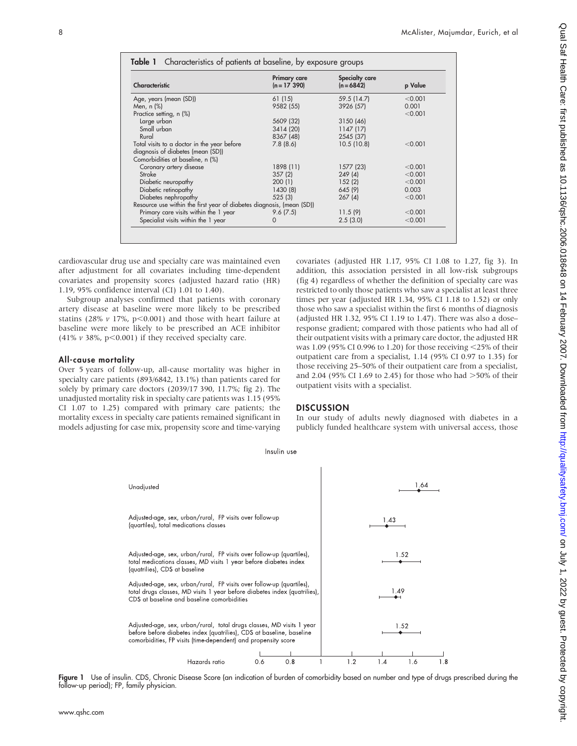**Table 1** Characteristics of patients at baseline, by exposure groups

| Characteristic | Primary care (n = 17 390) | Specialty care (n = 6842) | p Value |
|---|---|---|---|
| Age, years (mean (SD)) | 61 (15) | 59.5 (14.7) | <0.001 |
| Men, n (%) | 9582 (55) | 3926 (57) | 0.001 |
| Practice setting, n (%) | | | <0.001 |
| Large urban | 5609 (32) | 3150 (46) | |
| Small urban | 3414 (20) | 1147 (17) | |
| Rural | 8367 (48) | 2545 (37) | |
| Total visits to a doctor in the year before diagnosis of diabetes (mean (SD)) | 7.8 (8.6) | 10.5 (10.8) | <0.001 |
| Comorbidities at baseline, n (%) | | | |
| Coronary artery disease | 1898 (11) | 1577 (23) | <0.001 |
| Stroke | 357 (2) | 249 (4) | <0.001 |
| Diabetic neuropathy | 200 (1) | 152 (2) | <0.001 |
| Diabetic retinopathy | 1430 (8) | 645 (9) | 0.003 |
| Diabetes nephropathy | 525 (3) | 267 (4) | <0.001 |
| Resource use within the first year of diabetes diagnosis, (mean (SD)) | | | |
| Primary care visits within the 1 year | 9.6 (7.5) | 11.5 (9) | <0.001 |
| Specialist visits within the 1 year | 0 | 2.5 (3.0) | <0.001 |

cardiovascular drug use and specialty care was maintained even after adjustment for all covariates including time-dependent covariates and propensity scores (adjusted hazard ratio (HR) 1.19, 95% confidence interval (CI) 1.01 to 1.40).

Subgroup analyses confirmed that patients with coronary artery disease at baseline were more likely to be prescribed statins (28% *v* 17%, p<0.001) and those with heart failure at baseline were more likely to be prescribed an ACE inhibitor (41% *v* 38%, p<0.001) if they received specialty care.

### All-cause mortality

Over 5 years of follow-up, all-cause mortality was higher in specialty care patients (893/6842, 13.1%) than patients cared for solely by primary care doctors (2039/17 390, 11.7%; fig 2). The unadjusted mortality risk in specialty care patients was 1.15 (95% CI 1.07 to 1.25) compared with primary care patients; the mortality excess in specialty care patients remained significant in models adjusting for case mix, propensity score and time-varying covariates (adjusted HR 1.17, 95% CI 1.08 to 1.27, fig 3). In addition, this association persisted in all low-risk subgroups (fig 4) regardless of whether the definition of specialty care was restricted to only those patients who saw a specialist at least three times per year (adjusted HR 1.34, 95% CI 1.18 to 1.52) or only those who saw a specialist within the first 6 months of diagnosis (adjusted HR 1.32, 95% CI 1.19 to 1.47). There was also a dose–response gradient; compared with those patients who had all of their outpatient visits with a primary care doctor, the adjusted HR was 1.09 (95% CI 0.996 to 1.20) for those receiving <25% of their outpatient care from a specialist, 1.14 (95% CI 0.97 to 1.35) for those receiving 25–50% of their outpatient care from a specialist, and 2.04 (95% CI 1.69 to 2.45) for those who had >50% of their outpatient visits with a specialist.

## DISCUSSION

In our study of adults newly diagnosed with diabetes in a publicly funded healthcare system with universal access, those

Insulin use

| Model | Hazards ratio |
|---|---|
| Unadjusted | 1.64 |
| Adjusted-age, sex, urban/rural, FP visits over follow-up (quartiles), total medications classes | 1.43 |
| Adjusted-age, sex, urban/rural, FP visits over follow-up (quartiles), total medications classes, MD visits 1 year before diabetes index (quatrilies), CDS at baseline | 1.52 |
| Adjusted-age, sex, urban/rural, FP visits over follow-up (quartiles), total drugs classes, MD visits 1 year before diabetes index (quatrilies), CDS at baseline and baseline comorbidities | 1.49 |
| Adjusted-age, sex, urban/rural, total drugs classes, MD visits 1 year before before diabetes index (quatrilies), CDS at baseline, baseline comorbidities, FP visits (time-dependent) and propensity score | 1.52 |

**Figure 1** Use of insulin. CDS, Chronic Disease Score (an indication of burden of comorbidity based on number and type of drugs prescribed during the follow-up period); FP, family physician.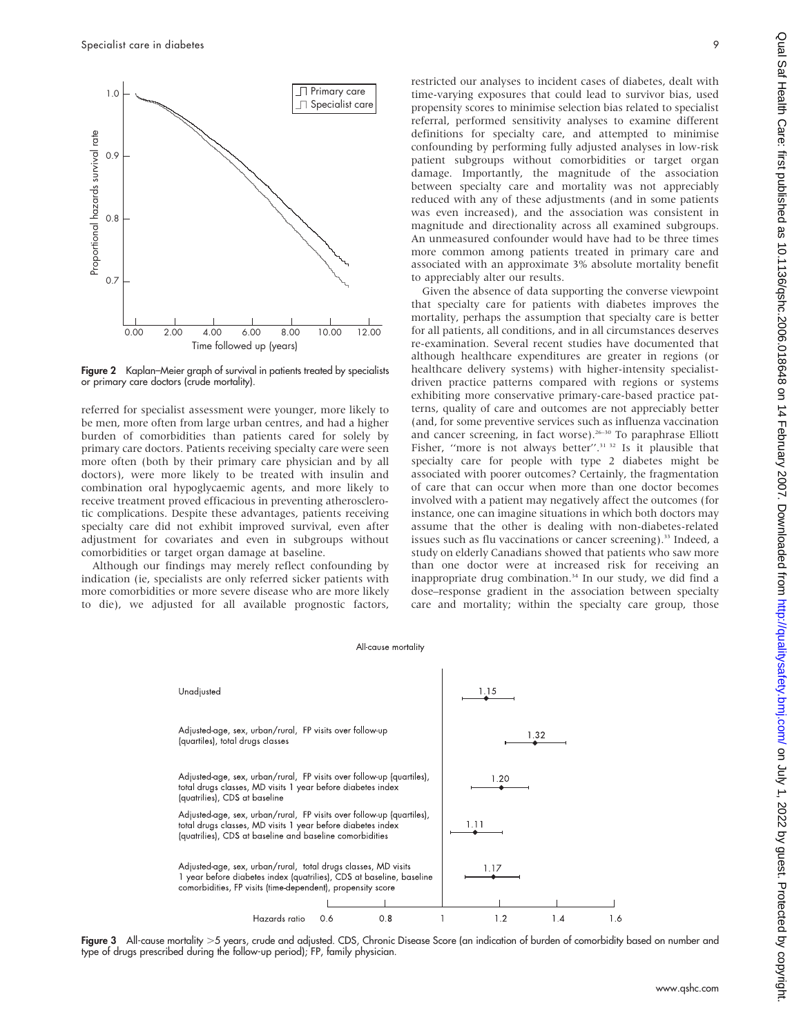Figure 2 Kaplan–Meier graph of survival in patients treated by specialists or primary care doctors (crude mortality).

referred for specialist assessment were younger, more likely to be men, more often from large urban centres, and had a higher burden of comorbidities than patients cared for solely by primary care doctors. Patients receiving specialty care were seen more often (both by their primary care physician and by all doctors), were more likely to be treated with insulin and combination oral hypoglycaemic agents, and more likely to receive treatment proved efficacious in preventing atherosclerotic complications. Despite these advantages, patients receiving specialty care did not exhibit improved survival, even after adjustment for covariates and even in subgroups without comorbidities or target organ damage at baseline.

Although our findings may merely reflect confounding by indication (ie, specialists are only referred sicker patients with more comorbidities or more severe disease who are more likely to die), we adjusted for all available prognostic factors, restricted our analyses to incident cases of diabetes, dealt with time-varying exposures that could lead to survivor bias, used propensity scores to minimise selection bias related to specialist referral, performed sensitivity analyses to examine different definitions for specialty care, and attempted to minimise confounding by performing fully adjusted analyses in low-risk patient subgroups without comorbidities or target organ damage. Importantly, the magnitude of the association between specialty care and mortality was not appreciably reduced with any of these adjustments (and in some patients was even increased), and the association was consistent in magnitude and directionality across all examined subgroups. An unmeasured confounder would have had to be three times more common among patients treated in primary care and associated with an approximate 3% absolute mortality benefit to appreciably alter our results.

Given the absence of data supporting the converse viewpoint that specialty care for patients with diabetes improves the mortality, perhaps the assumption that specialty care is better for all patients, all conditions, and in all circumstances deserves re-examination. Several recent studies have documented that although healthcare expenditures are greater in regions (or healthcare delivery systems) with higher-intensity specialist-driven practice patterns compared with regions or systems exhibiting more conservative primary-care-based practice patterns, quality of care and outcomes are not appreciably better (and, for some preventive services such as influenza vaccination and cancer screening, in fact worse).[26–30] To paraphrase Elliott Fisher, "more is not always better".[31 32] Is it plausible that specialty care for people with type 2 diabetes might be associated with poorer outcomes? Certainly, the fragmentation of care that can occur when more than one doctor becomes involved with a patient may negatively affect the outcomes (for instance, one can imagine situations in which both doctors may assume that the other is dealing with non-diabetes-related issues such as flu vaccinations or cancer screening).[33] Indeed, a study on elderly Canadians showed that patients who saw more than one doctor were at increased risk for receiving an inappropriate drug combination.[34] In our study, we did find a dose–response gradient in the association between specialty care and mortality; within the specialty care group, those

Figure 3 All-cause mortality >5 years, crude and adjusted. CDS, Chronic Disease Score (an indication of burden of comorbidity based on number and type of drugs prescribed during the follow-up period); FP, family physician.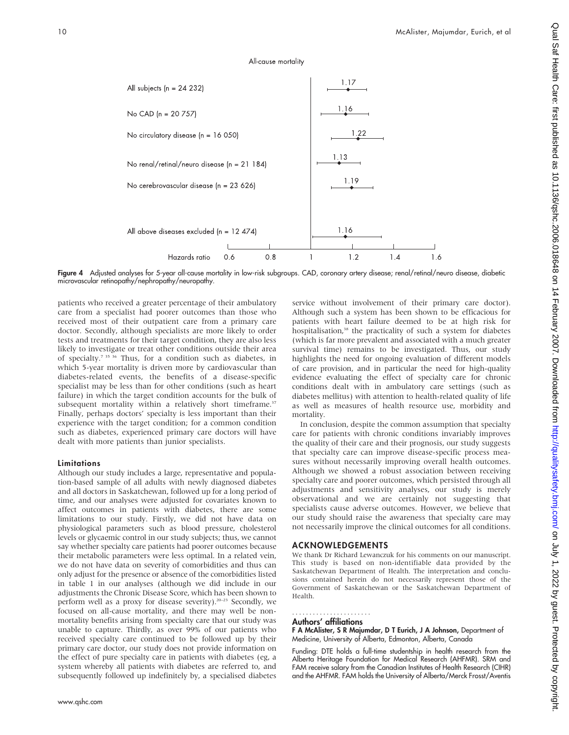**Figure 4** Adjusted analyses for 5-year all-cause mortality in low-risk subgroups. CAD, coronary artery disease; renal/retinal/neuro disease, diabetic microvascular retinopathy/nephropathy/neuropathy.

patients who received a greater percentage of their ambulatory care from a specialist had poorer outcomes than those who received most of their outpatient care from a primary care doctor. Secondly, although specialists are more likely to order tests and treatments for their target condition, they are also less likely to investigate or treat other conditions outside their area of specialty.[7 35 36] Thus, for a condition such as diabetes, in which 5-year mortality is driven more by cardiovascular than diabetes-related events, the benefits of a disease-specific specialist may be less than for other conditions (such as heart failure) in which the target condition accounts for the bulk of subsequent mortality within a relatively short timeframe.[37] Finally, perhaps doctors' specialty is less important than their experience with the target condition; for a common condition such as diabetes, experienced primary care doctors will have dealt with more patients than junior specialists.

### Limitations

Although our study includes a large, representative and population-based sample of all adults with newly diagnosed diabetes and all doctors in Saskatchewan, followed up for a long period of time, and our analyses were adjusted for covariates known to affect outcomes in patients with diabetes, there are some limitations to our study. Firstly, we did not have data on physiological parameters such as blood pressure, cholesterol levels or glycaemic control in our study subjects; thus, we cannot say whether specialty care patients had poorer outcomes because their metabolic parameters were less optimal. In a related vein, we do not have data on severity of comorbidities and thus can only adjust for the presence or absence of the comorbidities listed in table 1 in our analyses (although we did include in our adjustments the Chronic Disease Score, which has been shown to perform well as a proxy for disease severity).[20–23] Secondly, we focused on all-cause mortality, and there may well be non-mortality benefits arising from specialty care that our study was unable to capture. Thirdly, as over 99% of our patients who received specialty care continued to be followed up by their primary care doctor, our study does not provide information on the effect of pure specialty care in patients with diabetes (eg, a system whereby all patients with diabetes are referred to, and subsequently followed up indefinitely by, a specialised diabetes service without involvement of their primary care doctor). Although such a system has been shown to be efficacious for patients with heart failure deemed to be at high risk for hospitalisation,[38] the practicality of such a system for diabetes (which is far more prevalent and associated with a much greater survival time) remains to be investigated. Thus, our study highlights the need for ongoing evaluation of different models of care provision, and in particular the need for high-quality evidence evaluating the effect of specialty care for chronic conditions dealt with in ambulatory care settings (such as diabetes mellitus) with attention to health-related quality of life as well as measures of health resource use, morbidity and mortality.

In conclusion, despite the common assumption that specialty care for patients with chronic conditions invariably improves the quality of their care and their prognosis, our study suggests that specialty care can improve disease-specific process measures without necessarily improving overall health outcomes. Although we showed a robust association between receiving specialty care and poorer outcomes, which persisted through all adjustments and sensitivity analyses, our study is merely observational and we are certainly not suggesting that specialists cause adverse outcomes. However, we believe that our study should raise the awareness that specialty care may not necessarily improve the clinical outcomes for all conditions.

## ACKNOWLEDGEMENTS

We thank Dr Richard Lewanczuk for his comments on our manuscript. This study is based on non-identifiable data provided by the Saskatchewan Department of Health. The interpretation and conclusions contained herein do not necessarily represent those of the Government of Saskatchewan or the Saskatchewan Department of Health.

**Authors' affiliations**

**F A McAlister, S R Majumdar, D T Eurich, J A Johnson,** Department of Medicine, University of Alberta, Edmonton, Alberta, Canada

Funding: DTE holds a full-time studentship in health research from the Alberta Heritage Foundation for Medical Research (AHFMR). SRM and FAM receive salary from the Canadian Institutes of Health Research (CIHR) and the AHFMR. FAM holds the University of Alberta/Merck Frosst/Aventis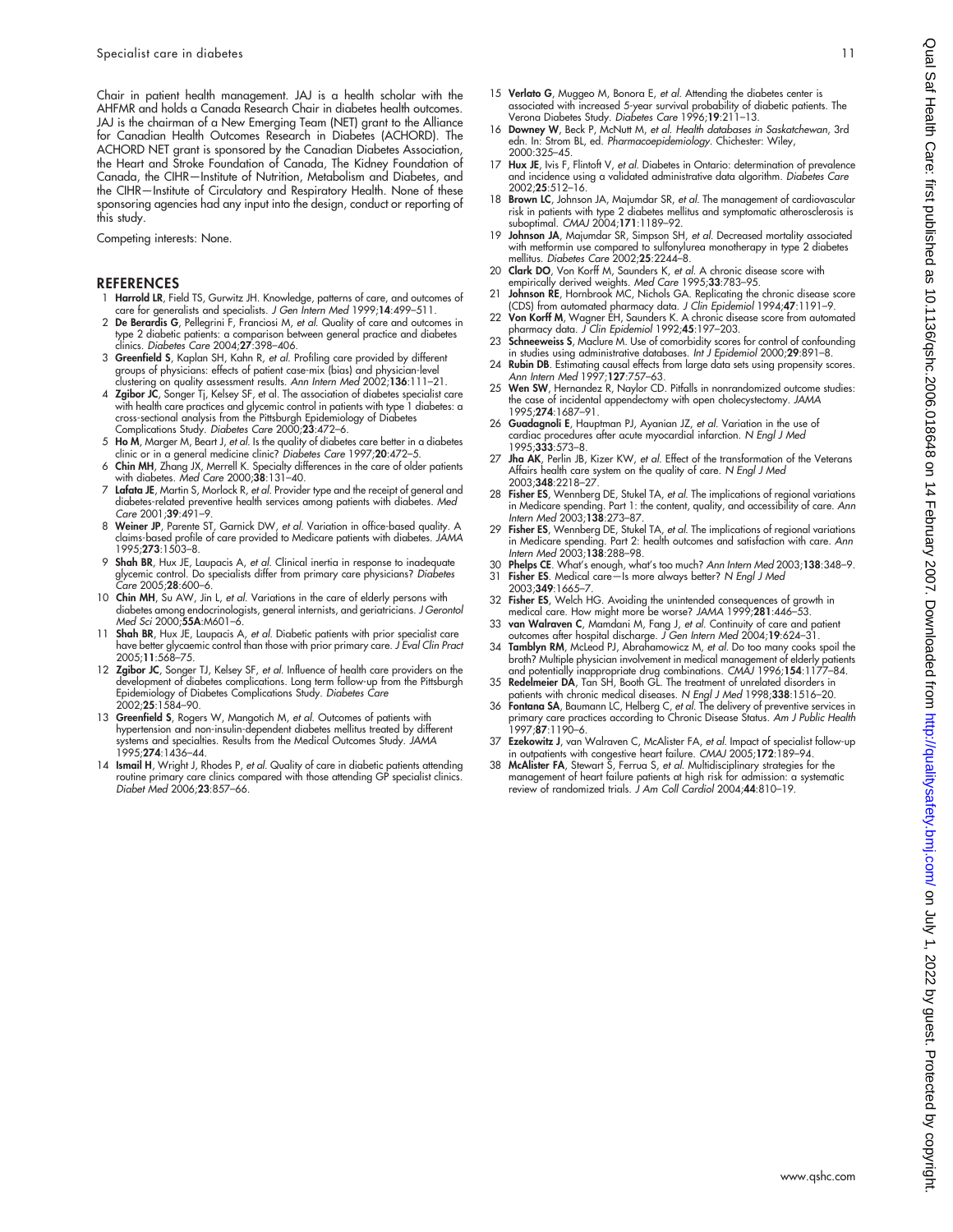Chair in patient health management. JAJ is a health scholar with the AHFMR and holds a Canada Research Chair in diabetes health outcomes. JAJ is the chairman of a New Emerging Team (NET) grant to the Alliance for Canadian Health Outcomes Research in Diabetes (ACHORD). The ACHORD NET grant is sponsored by the Canadian Diabetes Association, the Heart and Stroke Foundation of Canada, The Kidney Foundation of Canada, the CIHR—Institute of Nutrition, Metabolism and Diabetes, and the CIHR—Institute of Circulatory and Respiratory Health. None of these sponsoring agencies had any input into the design, conduct or reporting of this study.

Competing interests: None.

## REFERENCES

1. **Harrold LR**, Field TS, Gurwitz JH. Knowledge, patterns of care, and outcomes of care for generalists and specialists. *J Gen Intern Med* 1999;**14**:499–511.
2. **De Berardis G**, Pellegrini F, Franciosi M, *et al.* Quality of care and outcomes in type 2 diabetic patients: a comparison between general practice and diabetes clinics. *Diabetes Care* 2004;**27**:398–406.
3. **Greenfield S**, Kaplan SH, Kahn R, *et al.* Profiling care provided by different groups of physicians: effects of patient case-mix (bias) and physician-level clustering on quality assessment results. *Ann Intern Med* 2002;**136**:111–21.
4. **Zgibor JC**, Songer Tj, Kelsey SF, et al. The association of diabetes specialist care with health care practices and glycemic control in patients with type 1 diabetes: a cross-sectional analysis from the Pittsburgh Epidemiology of Diabetes Complications Study. *Diabetes Care* 2000;**23**:472–6.
5. **Ho M**, Marger M, Beart J, *et al.* Is the quality of diabetes care better in a diabetes clinic or in a general medicine clinic? *Diabetes Care* 1997;**20**:472–5.
6. **Chin MH**, Zhang JX, Merrell K. Specialty differences in the care of older patients with diabetes. *Med Care* 2000;**38**:131–40.
7. **Lafata JE**, Martin S, Morlock R, *et al.* Provider type and the receipt of general and diabetes-related preventive health services among patients with diabetes. *Med Care* 2001;**39**:491–9.
8. **Weiner JP**, Parente ST, Garnick DW, *et al.* Variation in office-based quality. A claims-based profile of care provided to Medicare patients with diabetes. *JAMA* 1995;**273**:1503–8.
9. **Shah BR**, Hux JE, Laupacis A, *et al.* Clinical inertia in response to inadequate glycemic control. Do specialists differ from primary care physicians? *Diabetes Care* 2005;**28**:600–6.
10. **Chin MH**, Su AW, Jin L, *et al.* Variations in the care of elderly persons with diabetes among endocrinologists, general internists, and geriatricians. *J Gerontol Med Sci* 2000;**55A**:M601–6.
11. **Shah BR**, Hux JE, Laupacis A, *et al.* Diabetic patients with prior specialist care have better glycaemic control than those with prior primary care. *J Eval Clin Pract* 2005;**11**:568–75.
12. **Zgibor JC**, Songer TJ, Kelsey SF, *et al.* Influence of health care providers on the development of diabetes complications. Long term follow-up from the Pittsburgh Epidemiology of Diabetes Complications Study. *Diabetes Care* 2002;**25**:1584–90.
13. **Greenfield S**, Rogers W, Mangotich M, *et al.* Outcomes of patients with hypertension and non-insulin-dependent diabetes mellitus treated by different systems and specialties. Results from the Medical Outcomes Study. *JAMA* 1995;**274**:1436–44.
14. **Ismail H**, Wright J, Rhodes P, *et al.* Quality of care in diabetic patients attending routine primary care clinics compared with those attending GP specialist clinics. *Diabet Med* 2006;**23**:857–66.
15. **Verlato G**, Muggeo M, Bonora E, *et al.* Attending the diabetes center is associated with increased 5-year survival probability of diabetic patients. The Verona Diabetes Study. *Diabetes Care* 1996;**19**:211–13.
16. **Downey W**, Beck P, McNutt M, *et al.* *Health databases in Saskatchewan*, 3rd edn. In: Strom BL, ed. *Pharmacoepidemiology*. Chichester: Wiley, 2000:325–45.
17. **Hux JE**, Ivis F, Flintoft V, *et al.* Diabetes in Ontario: determination of prevalence and incidence using a validated administrative data algorithm. *Diabetes Care* 2002;**25**:512–16.
18. **Brown LC**, Johnson JA, Majumdar SR, *et al.* The management of cardiovascular risk in patients with type 2 diabetes mellitus and symptomatic atherosclerosis is suboptimal. *CMAJ* 2004;**171**:1189–92.
19. **Johnson JA**, Majumdar SR, Simpson SH, *et al.* Decreased mortality associated with metformin use compared to sulfonylurea monotherapy in type 2 diabetes mellitus. *Diabetes Care* 2002;**25**:2244–8.
20. **Clark DO**, Von Korff M, Saunders K, *et al.* A chronic disease score with empirically derived weights. *Med Care* 1995;**33**:783–95.
21. **Johnson RE**, Hornbrook MC, Nichols GA. Replicating the chronic disease score (CDS) from automated pharmacy data. *J Clin Epidemiol* 1994;**47**:1191–9.
22. **Von Korff M**, Wagner EH, Saunders K. A chronic disease score from automated pharmacy data. *J Clin Epidemiol* 1992;**45**:197–203.
23. **Schneeweiss S**, Maclure M. Use of comorbidity scores for control of confounding in studies using administrative databases. *Int J Epidemiol* 2000;**29**:891–8.
24. **Rubin DB**. Estimating causal effects from large data sets using propensity scores. *Ann Intern Med* 1997;**127**:757–63.
25. **Wen SW**, Hernandez R, Naylor CD. Pitfalls in nonrandomized outcome studies: the case of incidental appendectomy with open cholecystectomy. *JAMA* 1995;**274**:1687–91.
26. **Guadagnoli E**, Hauptman PJ, Ayanian JZ, *et al.* Variation in the use of cardiac procedures after acute myocardial infarction. *N Engl J Med* 1995;**333**:573–8.
27. **Jha AK**, Perlin JB, Kizer KW, *et al.* Effect of the transformation of the Veterans Affairs health care system on the quality of care. *N Engl J Med* 2003;**348**:2218–27.
28. **Fisher ES**, Wennberg DE, Stukel TA, *et al.* The implications of regional variations in Medicare spending. Part 1: the content, quality, and accessibility of care. *Ann Intern Med* 2003;**138**:273–87.
29. **Fisher ES**, Wennberg DE, Stukel TA, *et al.* The implications of regional variations in Medicare spending. Part 2: health outcomes and satisfaction with care. *Ann Intern Med* 2003;**138**:288–98.
30. **Phelps CE**. What's enough, what's too much? *Ann Intern Med* 2003;**138**:348–9.
31. **Fisher ES**. Medical care—Is more always better? *N Engl J Med* 2003;**349**:1665–7.
32. **Fisher ES**, Welch HG. Avoiding the unintended consequences of growth in medical care. How might more be worse? *JAMA* 1999;**281**:446–53.
33. **van Walraven C**, Mamdani M, Fang J, *et al.* Continuity of care and patient outcomes after hospital discharge. *J Gen Intern Med* 2004;**19**:624–31.
34. **Tamblyn RM**, McLeod PJ, Abrahamowicz M, *et al.* Do too many cooks spoil the broth? Multiple physician involvement in medical management of elderly patients and potentially inappropriate drug combinations. *CMAJ* 1996;**154**:1177–84.
35. **Redelmeier DA**, Tan SH, Booth GL. The treatment of unrelated disorders in patients with chronic medical diseases. *N Engl J Med* 1998;**338**:1516–20.
36. **Fontana SA**, Baumann LC, Helberg C, *et al.* The delivery of preventive services in primary care practices according to Chronic Disease Status. *Am J Public Health* 1997;**87**:1190–6.
37. **Ezekowitz J**, van Walraven C, McAlister FA, *et al.* Impact of specialist follow-up in outpatients with congestive heart failure. *CMAJ* 2005;**172**:189–94.
38. **McAlister FA**, Stewart S, Ferrua S, *et al.* Multidisciplinary strategies for the management of heart failure patients at high risk for admission: a systematic review of randomized trials. *J Am Coll Cardiol* 2004;**44**:810–19.